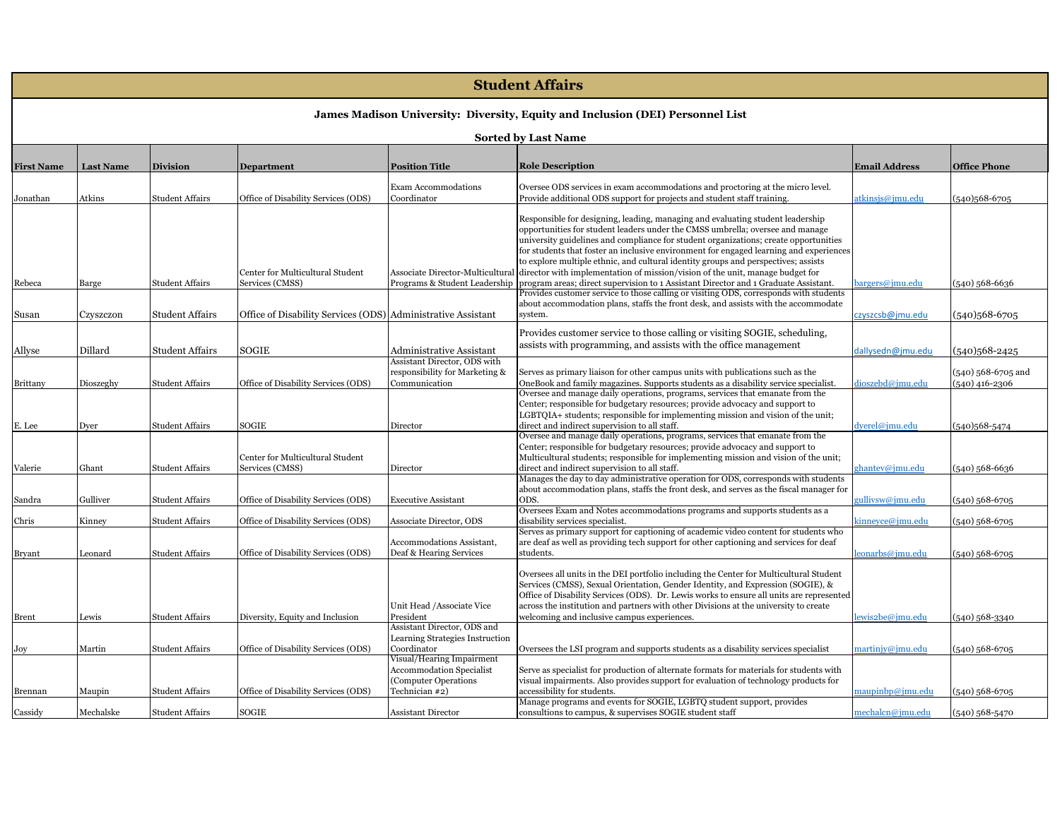# Student Affairs

**James Madison University: Diversity, Equity and Inclusion (DEI) Personnel List**

**Sorted by Last Name**

| First Name | Last Name | Division | Department | Position Title | Role Description | Email Address | Office Phone |
|---|---|---|---|---|---|---|---|
| Jonathan | Atkins | Student Affairs | Office of Disability Services (ODS) | Exam Accommodations Coordinator | Oversee ODS services in exam accommodations and proctoring at the micro level. Provide additional ODS support for projects and student staff training. | atkinsjs@jmu.edu | (540)568-6705 |
| Rebeca | Barge | Student Affairs | Center for Multicultural Student Services (CMSS) | Associate Director-Multicultural Programs & Student Leadership | Responsible for designing, leading, managing and evaluating student leadership opportunities for student leaders under the CMSS umbrella; oversee and manage university guidelines and compliance for student organizations; create opportunities for students that foster an inclusive environment for engaged learning and experiences to explore multiple ethnic, and cultural identity groups and perspectives; assists director with implementation of mission/vision of the unit, manage budget for program areas; direct supervision to 1 Assistant Director and 1 Graduate Assistant. | bargers@jmu.edu | (540) 568-6636 |
| Susan | Czyszczon | Student Affairs | Office of Disability Services (ODS) | Administrative Assistant | Provides customer service to those calling or visiting ODS, corresponds with students about accommodation plans, staffs the front desk, and assists with the accommodate system. | czyszcsb@jmu.edu | (540)568-6705 |
| Allyse | Dillard | Student Affairs | SOGIE | Administrative Assistant | Provides customer service to those calling or visiting SOGIE, scheduling, assists with programming, and assists with the office management | dallysedn@jmu.edu | (540)568-2425 |
| Brittany | Dioszeghy | Student Affairs | Office of Disability Services (ODS) | Assistant Director, ODS with responsibility for Marketing & Communication | Serves as primary liaison for other campus units with publications such as the OneBook and family magazines. Supports students as a disability service specialist. | dioszebd@jmu.edu | (540) 568-6705 and (540) 416-2306 |
| E. Lee | Dyer | Student Affairs | SOGIE | Director | Oversee and manage daily operations, programs, services that emanate from the Center; responsible for budgetary resources; provide advocacy and support to LGBTQIA+ students; responsible for implementing mission and vision of the unit; direct and indirect supervision to all staff. | dyerel@jmu.edu | (540)568-5474 |
| Valerie | Ghant | Student Affairs | Center for Multicultural Student Services (CMSS) | Director | Oversee and manage daily operations, programs, services that emanate from the Center; responsible for budgetary resources; provide advocacy and support to Multicultural students; responsible for implementing mission and vision of the unit; direct and indirect supervision to all staff. | ghantev@jmu.edu | (540) 568-6636 |
| Sandra | Gulliver | Student Affairs | Office of Disability Services (ODS) | Executive Assistant | Manages the day to day administrative operation for ODS, corresponds with students about accommodation plans, staffs the front desk, and serves as the fiscal manager for ODS. | gullivsw@jmu.edu | (540) 568-6705 |
| Chris | Kinney | Student Affairs | Office of Disability Services (ODS) | Associate Director, ODS | Oversees Exam and Notes accommodations programs and supports students as a disability services specialist. | kinneyce@jmu.edu | (540) 568-6705 |
| Bryant | Leonard | Student Affairs | Office of Disability Services (ODS) | Accommodations Assistant, Deaf & Hearing Services | Serves as primary support for captioning of academic video content for students who are deaf as well as providing tech support for other captioning and services for deaf students. | leonarbs@jmu.edu | (540) 568-6705 |
| Brent | Lewis | Student Affairs | Diversity, Equity and Inclusion | Unit Head /Associate Vice President | Oversees all units in the DEI portfolio including the Center for Multicultural Student Services (CMSS), Sexual Orientation, Gender Identity, and Expression (SOGIE), & Office of Disability Services (ODS). Dr. Lewis works to ensure all units are represented across the institution and partners with other Divisions at the university to create welcoming and inclusive campus experiences. | lewis2be@jmu.edu | (540) 568-3340 |
| Joy | Martin | Student Affairs | Office of Disability Services (ODS) | Assistant Director, ODS and Learning Strategies Instruction Coordinator | Oversees the LSI program and supports students as a disability services specialist | martinjy@jmu.edu | (540) 568-6705 |
| Brennan | Maupin | Student Affairs | Office of Disability Services (ODS) | Visual/Hearing Impairment Accommodation Specialist (Computer Operations Technician #2) | Serve as specialist for production of alternate formats for materials for students with visual impairments. Also provides support for evaluation of technology products for accessibility for students. | maupinbp@jmu.edu | (540) 568-6705 |
| Cassidy | Mechalske | Student Affairs | SOGIE | Assistant Director | Manage programs and events for SOGIE, LGBTQ student support, provides consultions to campus, & supervises SOGIE student staff | mechalcn@jmu.edu | (540) 568-5470 |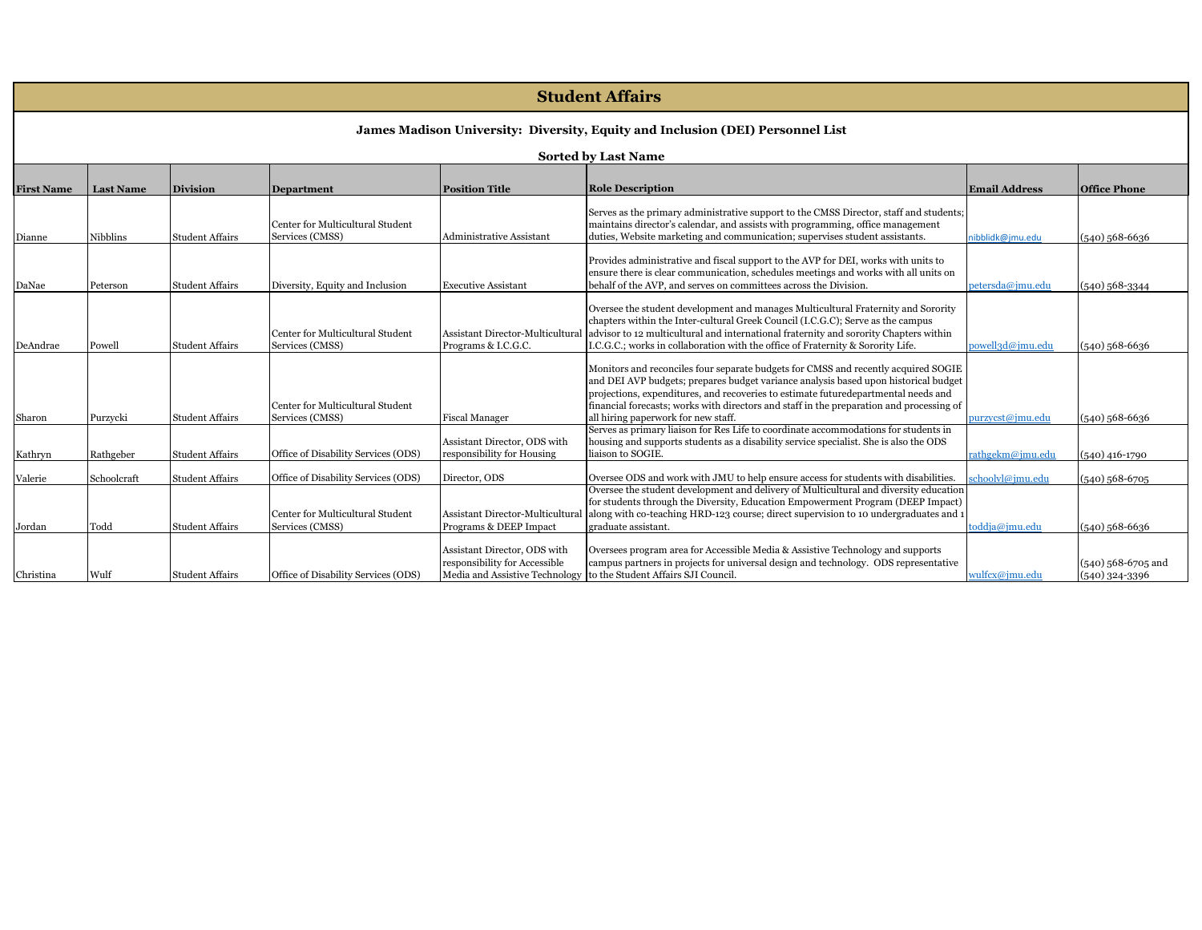# Student Affairs

**James Madison University: Diversity, Equity and Inclusion (DEI) Personnel List**

**Sorted by Last Name**

| First Name | Last Name | Division | Department | Position Title | Role Description | Email Address | Office Phone |
|---|---|---|---|---|---|---|---|
| Dianne | Nibblins | Student Affairs | Center for Multicultural Student Services (CMSS) | Administrative Assistant | Serves as the primary administrative support to the CMSS Director, staff and students; maintains director's calendar, and assists with programming, office management duties, Website marketing and communication; supervises student assistants. | nibblidk@jmu.edu | (540) 568-6636 |
| DaNae | Peterson | Student Affairs | Diversity, Equity and Inclusion | Executive Assistant | Provides administrative and fiscal support to the AVP for DEI, works with units to ensure there is clear communication, schedules meetings and works with all units on behalf of the AVP, and serves on committees across the Division. | petersda@jmu.edu | (540) 568-3344 |
| DeAndrae | Powell | Student Affairs | Center for Multicultural Student Services (CMSS) | Assistant Director-Multicultural Programs & I.C.G.C. | Oversee the student development and manages Multicultural Fraternity and Sorority chapters within the Inter-cultural Greek Council (I.C.G.C); Serve as the campus advisor to 12 multicultural and international fraternity and sorority Chapters within I.C.G.C.; works in collaboration with the office of Fraternity & Sorority Life. | powell3d@jmu.edu | (540) 568-6636 |
| Sharon | Purzycki | Student Affairs | Center for Multicultural Student Services (CMSS) | Fiscal Manager | Monitors and reconciles four separate budgets for CMSS and recently acquired SOGIE and DEI AVP budgets; prepares budget variance analysis based upon historical budget projections, expenditures, and recoveries to estimate futuredepartmental needs and financial forecasts; works with directors and staff in the preparation and processing of all hiring paperwork for new staff. | purzycst@jmu.edu | (540) 568-6636 |
| Kathryn | Rathgeber | Student Affairs | Office of Disability Services (ODS) | Assistant Director, ODS with responsibility for Housing | Serves as primary liaison for Res Life to coordinate accommodations for students in housing and supports students as a disability service specialist. She is also the ODS liaison to SOGIE. | rathgekm@jmu.edu | (540) 416-1790 |
| Valerie | Schoolcraft | Student Affairs | Office of Disability Services (ODS) | Director, ODS | Oversee ODS and work with JMU to help ensure access for students with disabilities. | schoolvl@jmu.edu | (540) 568-6705 |
| Jordan | Todd | Student Affairs | Center for Multicultural Student Services (CMSS) | Assistant Director-Multicultural Programs & DEEP Impact | Oversee the student development and delivery of Multicultural and diversity education for students through the Diversity, Education Empowerment Program (DEEP Impact) along with co-teaching HRD-123 course; direct supervision to 10 undergraduates and 1 graduate assistant. | toddja@jmu.edu | (540) 568-6636 |
| Christina | Wulf | Student Affairs | Office of Disability Services (ODS) | Assistant Director, ODS with responsibility for Accessible Media and Assistive Technology | Oversees program area for Accessible Media & Assistive Technology and supports campus partners in projects for universal design and technology. ODS representative to the Student Affairs SJI Council. | wulfcx@jmu.edu | (540) 568-6705 and (540) 324-3396 |